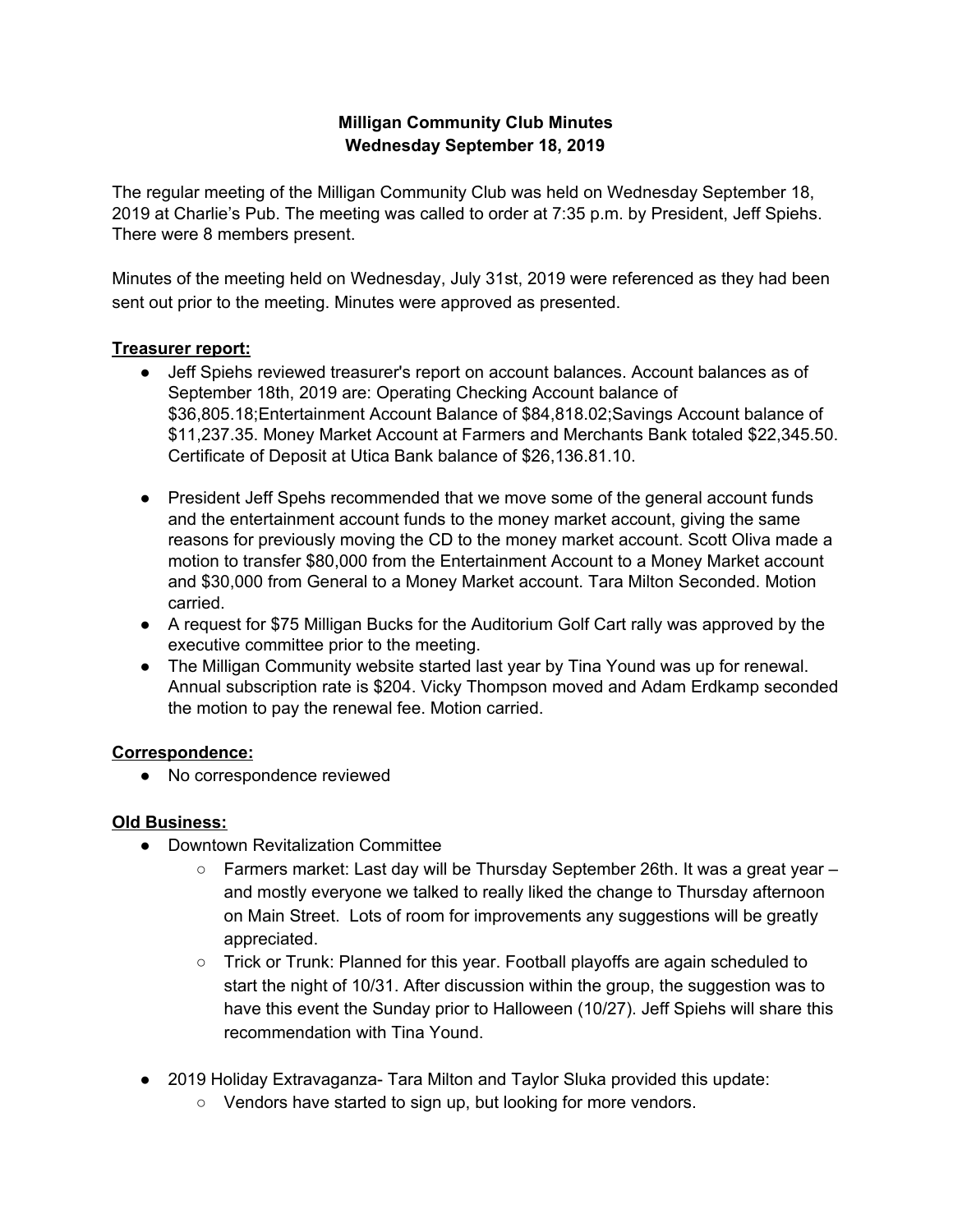**Milligan Community Club Minutes**
**Wednesday September 18, 2019**

The regular meeting of the Milligan Community Club was held on Wednesday September 18, 2019 at Charlie's Pub. The meeting was called to order at 7:35 p.m. by President, Jeff Spiehs. There were 8 members present.

Minutes of the meeting held on Wednesday, July 31st, 2019 were referenced as they had been sent out prior to the meeting. Minutes were approved as presented.

**Treasurer report:**

- Jeff Spiehs reviewed treasurer's report on account balances. Account balances as of September 18th, 2019 are: Operating Checking Account balance of $36,805.18;Entertainment Account Balance of $84,818.02;Savings Account balance of $11,237.35. Money Market Account at Farmers and Merchants Bank totaled $22,345.50. Certificate of Deposit at Utica Bank balance of $26,136.81.10.
- President Jeff Spehs recommended that we move some of the general account funds and the entertainment account funds to the money market account, giving the same reasons for previously moving the CD to the money market account. Scott Oliva made a motion to transfer $80,000 from the Entertainment Account to a Money Market account and $30,000 from General to a Money Market account. Tara Milton Seconded. Motion carried.
- A request for $75 Milligan Bucks for the Auditorium Golf Cart rally was approved by the executive committee prior to the meeting.
- The Milligan Community website started last year by Tina Yound was up for renewal. Annual subscription rate is $204. Vicky Thompson moved and Adam Erdkamp seconded the motion to pay the renewal fee. Motion carried.

**Correspondence:**

- No correspondence reviewed

**Old Business:**

- Downtown Revitalization Committee
  - Farmers market: Last day will be Thursday September 26th. It was a great year – and mostly everyone we talked to really liked the change to Thursday afternoon on Main Street. Lots of room for improvements any suggestions will be greatly appreciated.
  - Trick or Trunk: Planned for this year. Football playoffs are again scheduled to start the night of 10/31. After discussion within the group, the suggestion was to have this event the Sunday prior to Halloween (10/27). Jeff Spiehs will share this recommendation with Tina Yound.
- 2019 Holiday Extravaganza- Tara Milton and Taylor Sluka provided this update:
  - Vendors have started to sign up, but looking for more vendors.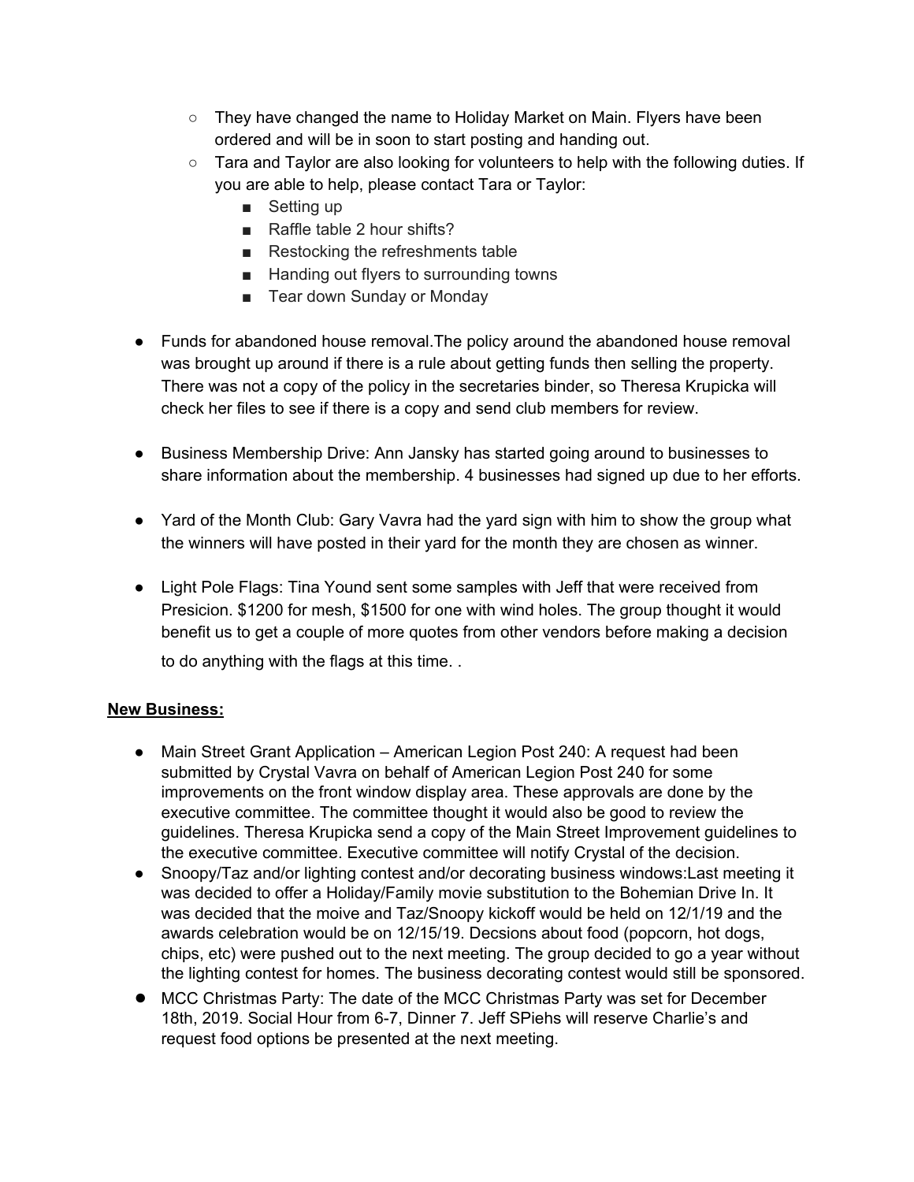- They have changed the name to Holiday Market on Main. Flyers have been ordered and will be in soon to start posting and handing out.
    - Tara and Taylor are also looking for volunteers to help with the following duties. If you are able to help, please contact Tara or Taylor:
        - Setting up
        - Raffle table 2 hour shifts?
        - Restocking the refreshments table
        - Handing out flyers to surrounding towns
        - Tear down Sunday or Monday

- Funds for abandoned house removal.The policy around the abandoned house removal was brought up around if there is a rule about getting funds then selling the property. There was not a copy of the policy in the secretaries binder, so Theresa Krupicka will check her files to see if there is a copy and send club members for review.

- Business Membership Drive: Ann Jansky has started going around to businesses to share information about the membership. 4 businesses had signed up due to her efforts.

- Yard of the Month Club: Gary Vavra had the yard sign with him to show the group what the winners will have posted in their yard for the month they are chosen as winner.

- Light Pole Flags: Tina Yound sent some samples with Jeff that were received from Presicion. $1200 for mesh, $1500 for one with wind holes. The group thought it would benefit us to get a couple of more quotes from other vendors before making a decision to do anything with the flags at this time. .

**New Business:**

- Main Street Grant Application – American Legion Post 240: A request had been submitted by Crystal Vavra on behalf of American Legion Post 240 for some improvements on the front window display area. These approvals are done by the executive committee. The committee thought it would also be good to review the guidelines. Theresa Krupicka send a copy of the Main Street Improvement guidelines to the executive committee. Executive committee will notify Crystal of the decision.
- Snoopy/Taz and/or lighting contest and/or decorating business windows:Last meeting it was decided to offer a Holiday/Family movie substitution to the Bohemian Drive In. It was decided that the moive and Taz/Snoopy kickoff would be held on 12/1/19 and the awards celebration would be on 12/15/19. Decsions about food (popcorn, hot dogs, chips, etc) were pushed out to the next meeting. The group decided to go a year without the lighting contest for homes. The business decorating contest would still be sponsored.
- MCC Christmas Party: The date of the MCC Christmas Party was set for December 18th, 2019. Social Hour from 6-7, Dinner 7. Jeff SPiehs will reserve Charlie's and request food options be presented at the next meeting.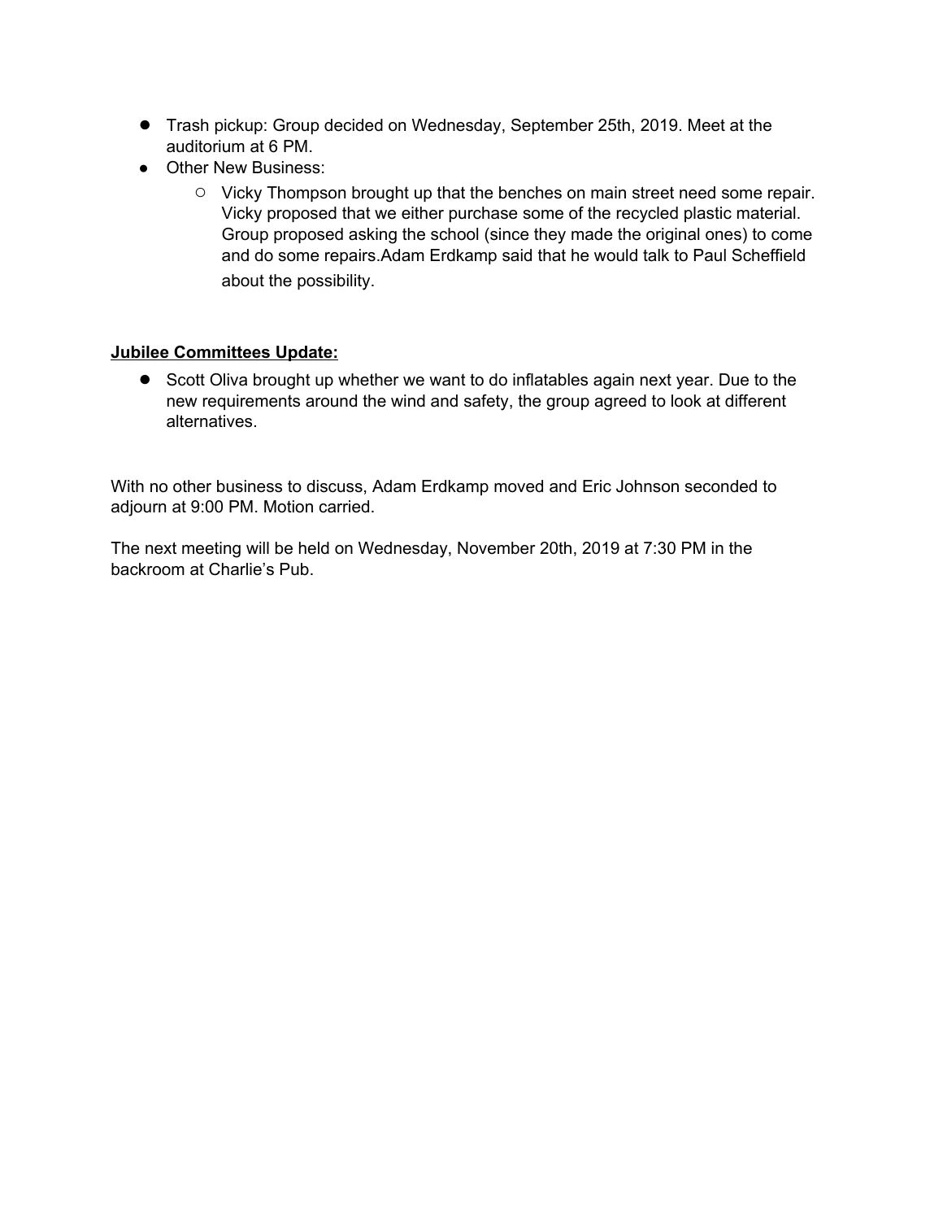- Trash pickup: Group decided on Wednesday, September 25th, 2019. Meet at the auditorium at 6 PM.
- Other New Business:
    - Vicky Thompson brought up that the benches on main street need some repair. Vicky proposed that we either purchase some of the recycled plastic material. Group proposed asking the school (since they made the original ones) to come and do some repairs.Adam Erdkamp said that he would talk to Paul Scheffield about the possibility.

**Jubilee Committees Update:**

- Scott Oliva brought up whether we want to do inflatables again next year. Due to the new requirements around the wind and safety, the group agreed to look at different alternatives.

With no other business to discuss, Adam Erdkamp moved and Eric Johnson seconded to adjourn at 9:00 PM. Motion carried.

The next meeting will be held on Wednesday, November 20th, 2019 at 7:30 PM in the backroom at Charlie's Pub.